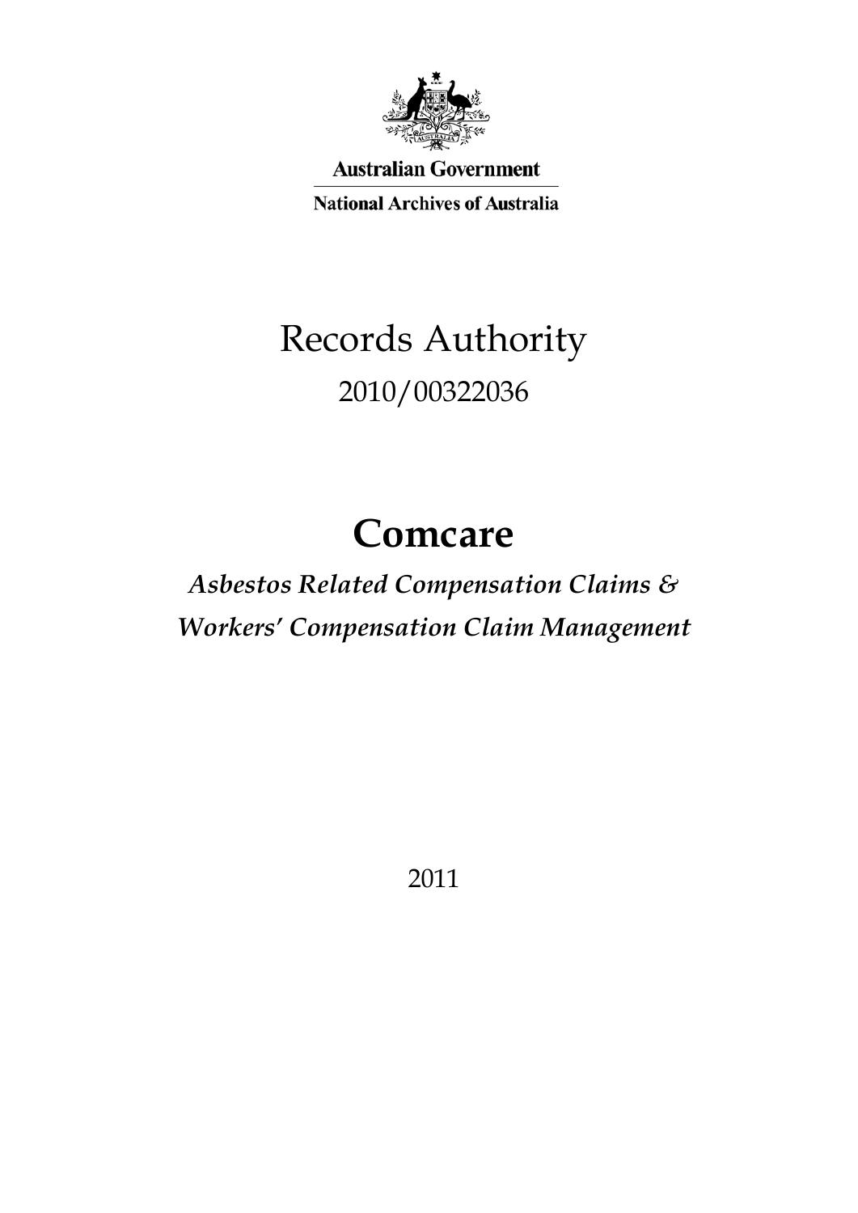Australian Government

National Archives of Australia

# Records Authority

2010/00322036

# Comcare

***Asbestos Related Compensation Claims &***
***Workers' Compensation Claim Management***

2011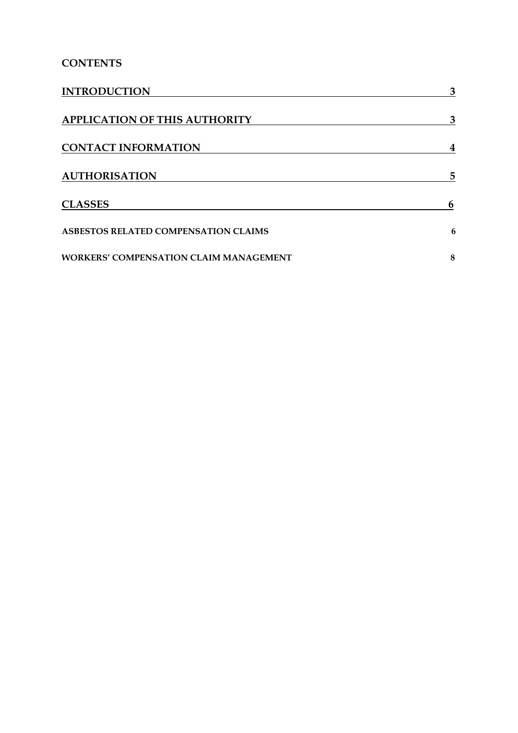## CONTENTS

| | |
|---|---|
| **INTRODUCTION** | **3** |
| **APPLICATION OF THIS AUTHORITY** | **3** |
| **CONTACT INFORMATION** | **4** |
| **AUTHORISATION** | **5** |
| **CLASSES** | **6** |
| **ASBESTOS RELATED COMPENSATION CLAIMS** | **6** |
| **WORKERS' COMPENSATION CLAIM MANAGEMENT** | **8** |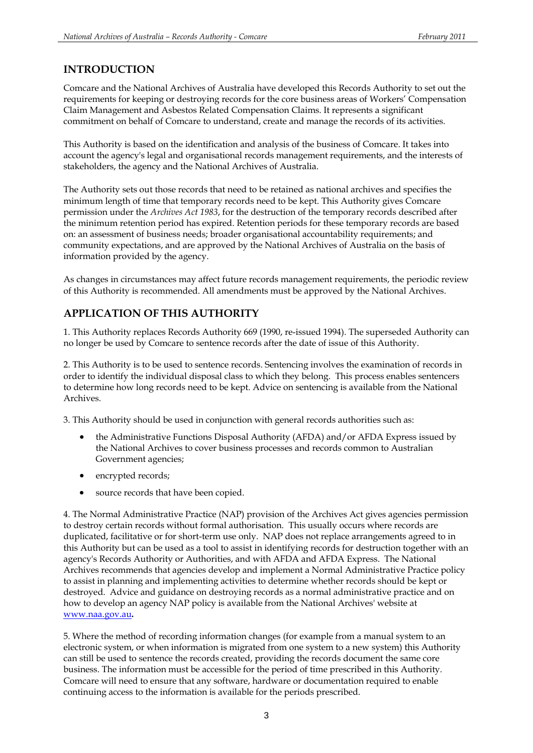## INTRODUCTION

Comcare and the National Archives of Australia have developed this Records Authority to set out the requirements for keeping or destroying records for the core business areas of Workers' Compensation Claim Management and Asbestos Related Compensation Claims. It represents a significant commitment on behalf of Comcare to understand, create and manage the records of its activities.

This Authority is based on the identification and analysis of the business of Comcare. It takes into account the agency's legal and organisational records management requirements, and the interests of stakeholders, the agency and the National Archives of Australia.

The Authority sets out those records that need to be retained as national archives and specifies the minimum length of time that temporary records need to be kept. This Authority gives Comcare permission under the *Archives Act 1983*, for the destruction of the temporary records described after the minimum retention period has expired. Retention periods for these temporary records are based on: an assessment of business needs; broader organisational accountability requirements; and community expectations, and are approved by the National Archives of Australia on the basis of information provided by the agency.

As changes in circumstances may affect future records management requirements, the periodic review of this Authority is recommended. All amendments must be approved by the National Archives.

## APPLICATION OF THIS AUTHORITY

1. This Authority replaces Records Authority 669 (1990, re-issued 1994). The superseded Authority can no longer be used by Comcare to sentence records after the date of issue of this Authority.

2. This Authority is to be used to sentence records. Sentencing involves the examination of records in order to identify the individual disposal class to which they belong. This process enables sentencers to determine how long records need to be kept. Advice on sentencing is available from the National Archives.

3. This Authority should be used in conjunction with general records authorities such as:

- the Administrative Functions Disposal Authority (AFDA) and/or AFDA Express issued by the National Archives to cover business processes and records common to Australian Government agencies;
- encrypted records;
- source records that have been copied.

4. The Normal Administrative Practice (NAP) provision of the Archives Act gives agencies permission to destroy certain records without formal authorisation. This usually occurs where records are duplicated, facilitative or for short-term use only. NAP does not replace arrangements agreed to in this Authority but can be used as a tool to assist in identifying records for destruction together with an agency's Records Authority or Authorities, and with AFDA and AFDA Express. The National Archives recommends that agencies develop and implement a Normal Administrative Practice policy to assist in planning and implementing activities to determine whether records should be kept or destroyed. Advice and guidance on destroying records as a normal administrative practice and on how to develop an agency NAP policy is available from the National Archives' website at www.naa.gov.au**.**

5. Where the method of recording information changes (for example from a manual system to an electronic system, or when information is migrated from one system to a new system) this Authority can still be used to sentence the records created, providing the records document the same core business. The information must be accessible for the period of time prescribed in this Authority. Comcare will need to ensure that any software, hardware or documentation required to enable continuing access to the information is available for the periods prescribed.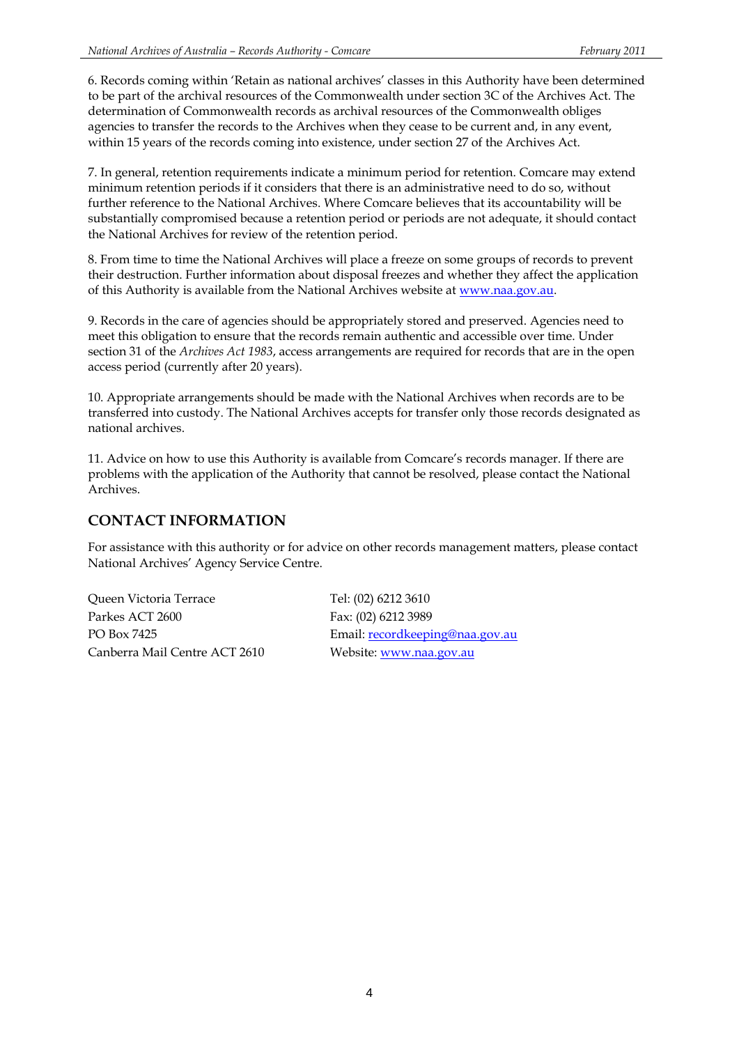6. Records coming within 'Retain as national archives' classes in this Authority have been determined to be part of the archival resources of the Commonwealth under section 3C of the Archives Act. The determination of Commonwealth records as archival resources of the Commonwealth obliges agencies to transfer the records to the Archives when they cease to be current and, in any event, within 15 years of the records coming into existence, under section 27 of the Archives Act.

7. In general, retention requirements indicate a minimum period for retention. Comcare may extend minimum retention periods if it considers that there is an administrative need to do so, without further reference to the National Archives. Where Comcare believes that its accountability will be substantially compromised because a retention period or periods are not adequate, it should contact the National Archives for review of the retention period.

8. From time to time the National Archives will place a freeze on some groups of records to prevent their destruction. Further information about disposal freezes and whether they affect the application of this Authority is available from the National Archives website at www.naa.gov.au.

9. Records in the care of agencies should be appropriately stored and preserved. Agencies need to meet this obligation to ensure that the records remain authentic and accessible over time. Under section 31 of the *Archives Act 1983*, access arrangements are required for records that are in the open access period (currently after 20 years).

10. Appropriate arrangements should be made with the National Archives when records are to be transferred into custody. The National Archives accepts for transfer only those records designated as national archives.

11. Advice on how to use this Authority is available from Comcare's records manager. If there are problems with the application of the Authority that cannot be resolved, please contact the National Archives.

## CONTACT INFORMATION

For assistance with this authority or for advice on other records management matters, please contact National Archives' Agency Service Centre.

Queen Victoria Terrace
Parkes ACT 2600
PO Box 7425
Canberra Mail Centre ACT 2610

Tel: (02) 6212 3610
Fax: (02) 6212 3989
Email: recordkeeping@naa.gov.au
Website: www.naa.gov.au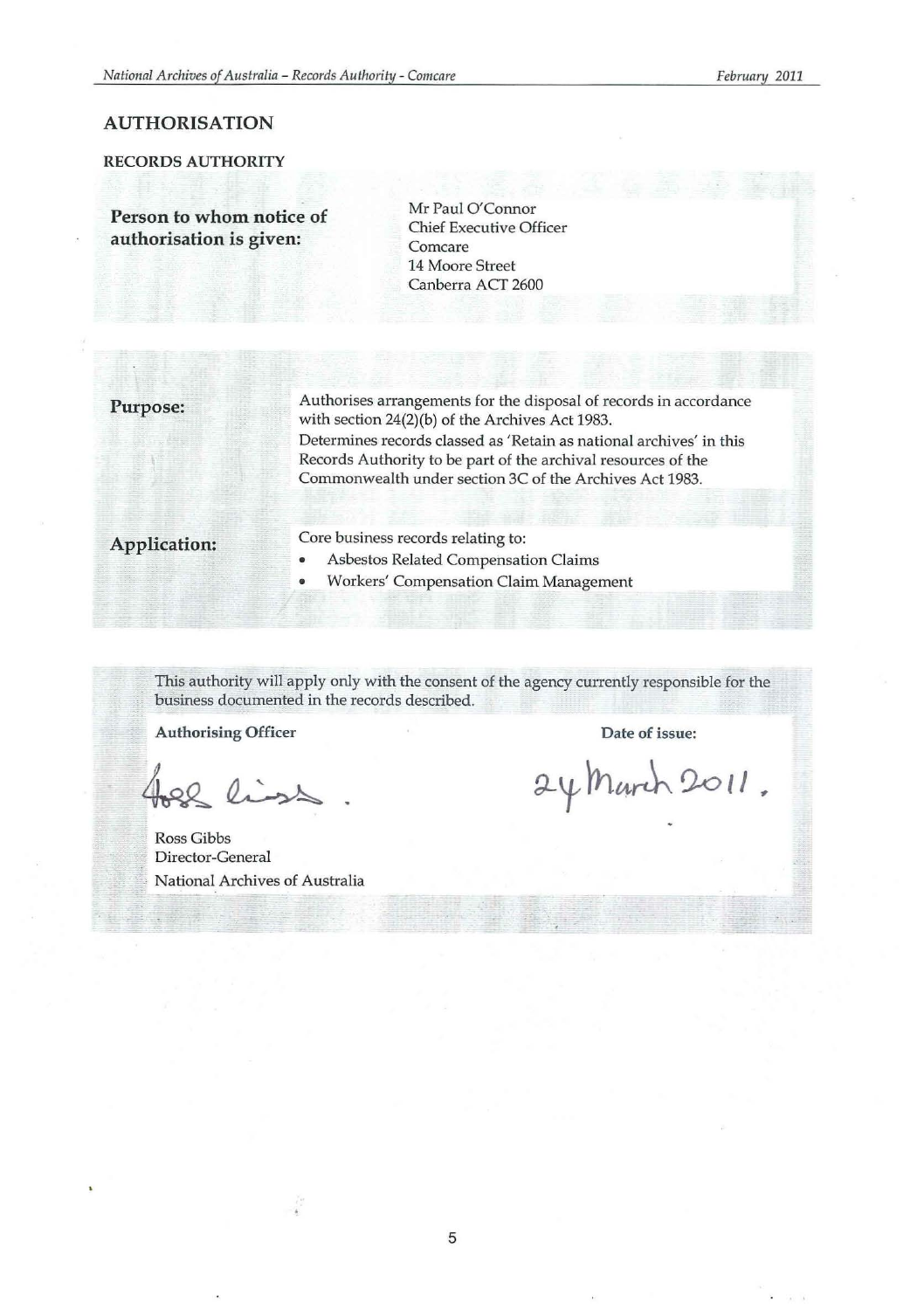## AUTHORISATION

### RECORDS AUTHORITY

| | |
|---|---|
| **Person to whom notice of authorisation is given:** | Mr Paul O'Connor<br>Chief Executive Officer<br>Comcare<br>14 Moore Street<br>Canberra ACT 2600 |

| | |
|---|---|
| **Purpose:** | Authorises arrangements for the disposal of records in accordance with section 24(2)(b) of the Archives Act 1983.<br>Determines records classed as 'Retain as national archives' in this Records Authority to be part of the archival resources of the Commonwealth under section 3C of the Archives Act 1983. |
| **Application:** | Core business records relating to:<br>• Asbestos Related Compensation Claims<br>• Workers' Compensation Claim Management |

This authority will apply only with the consent of the agency currently responsible for the business documented in the records described.

| **Authorising Officer** | **Date of issue:** |
|---|---|
| Ross Gibbs<br>Director-General<br>National Archives of Australia | 24 March 2011. |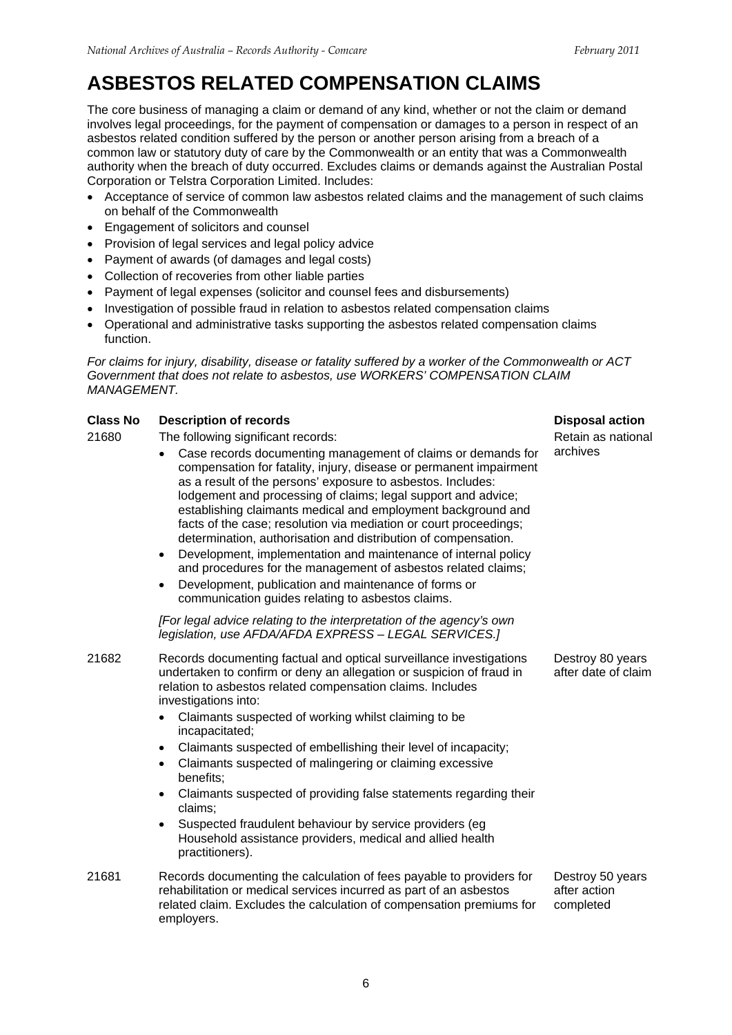# ASBESTOS RELATED COMPENSATION CLAIMS

The core business of managing a claim or demand of any kind, whether or not the claim or demand involves legal proceedings, for the payment of compensation or damages to a person in respect of an asbestos related condition suffered by the person or another person arising from a breach of a common law or statutory duty of care by the Commonwealth or an entity that was a Commonwealth authority when the breach of duty occurred. Excludes claims or demands against the Australian Postal Corporation or Telstra Corporation Limited. Includes:

- Acceptance of service of common law asbestos related claims and the management of such claims on behalf of the Commonwealth
- Engagement of solicitors and counsel
- Provision of legal services and legal policy advice
- Payment of awards (of damages and legal costs)
- Collection of recoveries from other liable parties
- Payment of legal expenses (solicitor and counsel fees and disbursements)
- Investigation of possible fraud in relation to asbestos related compensation claims
- Operational and administrative tasks supporting the asbestos related compensation claims function.

*For claims for injury, disability, disease or fatality suffered by a worker of the Commonwealth or ACT Government that does not relate to asbestos, use WORKERS' COMPENSATION CLAIM MANAGEMENT.*

| Class No | Description of records | Disposal action |
|---|---|---|
| 21680 | The following significant records:<br>• Case records documenting management of claims or demands for compensation for fatality, injury, disease or permanent impairment as a result of the persons' exposure to asbestos. Includes: lodgement and processing of claims; legal support and advice; establishing claimants medical and employment background and facts of the case; resolution via mediation or court proceedings; determination, authorisation and distribution of compensation.<br>• Development, implementation and maintenance of internal policy and procedures for the management of asbestos related claims;<br>• Development, publication and maintenance of forms or communication guides relating to asbestos claims.<br><br>*[For legal advice relating to the interpretation of the agency's own legislation, use AFDA/AFDA EXPRESS – LEGAL SERVICES.]* | Retain as national archives |
| 21682 | Records documenting factual and optical surveillance investigations undertaken to confirm or deny an allegation or suspicion of fraud in relation to asbestos related compensation claims. Includes investigations into:<br>• Claimants suspected of working whilst claiming to be incapacitated;<br>• Claimants suspected of embellishing their level of incapacity;<br>• Claimants suspected of malingering or claiming excessive benefits;<br>• Claimants suspected of providing false statements regarding their claims;<br>• Suspected fraudulent behaviour by service providers (eg Household assistance providers, medical and allied health practitioners). | Destroy 80 years after date of claim |
| 21681 | Records documenting the calculation of fees payable to providers for rehabilitation or medical services incurred as part of an asbestos related claim. Excludes the calculation of compensation premiums for employers. | Destroy 50 years after action completed |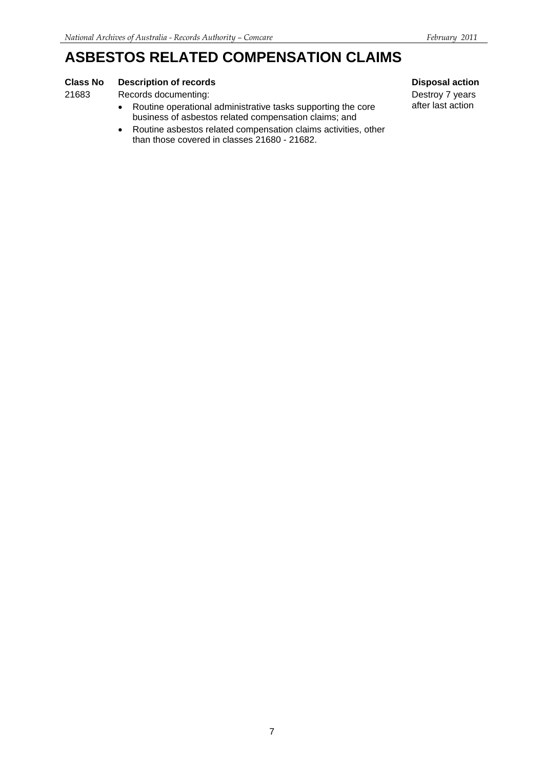# ASBESTOS RELATED COMPENSATION CLAIMS

| Class No | Description of records | Disposal action |
| --- | --- | --- |
| 21683 | Records documenting:<br>• Routine operational administrative tasks supporting the core business of asbestos related compensation claims; and<br>• Routine asbestos related compensation claims activities, other than those covered in classes 21680 - 21682. | Destroy 7 years after last action |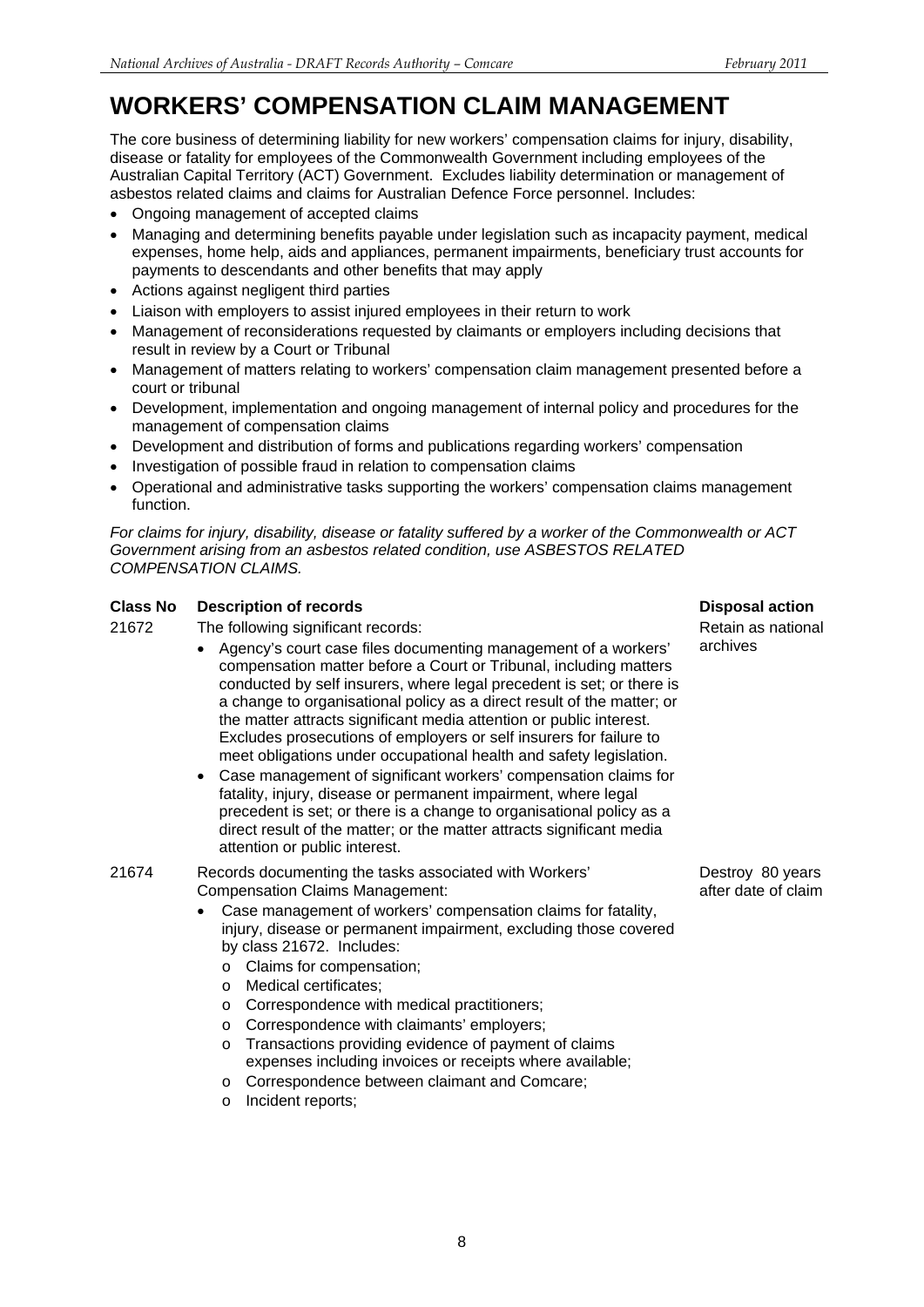# WORKERS' COMPENSATION CLAIM MANAGEMENT

The core business of determining liability for new workers' compensation claims for injury, disability, disease or fatality for employees of the Commonwealth Government including employees of the Australian Capital Territory (ACT) Government. Excludes liability determination or management of asbestos related claims and claims for Australian Defence Force personnel. Includes:

- Ongoing management of accepted claims
- Managing and determining benefits payable under legislation such as incapacity payment, medical expenses, home help, aids and appliances, permanent impairments, beneficiary trust accounts for payments to descendants and other benefits that may apply
- Actions against negligent third parties
- Liaison with employers to assist injured employees in their return to work
- Management of reconsiderations requested by claimants or employers including decisions that result in review by a Court or Tribunal
- Management of matters relating to workers' compensation claim management presented before a court or tribunal
- Development, implementation and ongoing management of internal policy and procedures for the management of compensation claims
- Development and distribution of forms and publications regarding workers' compensation
- Investigation of possible fraud in relation to compensation claims
- Operational and administrative tasks supporting the workers' compensation claims management function.

*For claims for injury, disability, disease or fatality suffered by a worker of the Commonwealth or ACT Government arising from an asbestos related condition, use ASBESTOS RELATED COMPENSATION CLAIMS.*

| Class No | Description of records | Disposal action |
|---|---|---|
| 21672 | The following significant records:<br>• Agency's court case files documenting management of a workers' compensation matter before a Court or Tribunal, including matters conducted by self insurers, where legal precedent is set; or there is a change to organisational policy as a direct result of the matter; or the matter attracts significant media attention or public interest. Excludes prosecutions of employers or self insurers for failure to meet obligations under occupational health and safety legislation.<br>• Case management of significant workers' compensation claims for fatality, injury, disease or permanent impairment, where legal precedent is set; or there is a change to organisational policy as a direct result of the matter; or the matter attracts significant media attention or public interest. | Retain as national archives |
| 21674 | Records documenting the tasks associated with Workers' Compensation Claims Management:<br>• Case management of workers' compensation claims for fatality, injury, disease or permanent impairment, excluding those covered by class 21672. Includes:<br>o Claims for compensation;<br>o Medical certificates;<br>o Correspondence with medical practitioners;<br>o Correspondence with claimants' employers;<br>o Transactions providing evidence of payment of claims expenses including invoices or receipts where available;<br>o Correspondence between claimant and Comcare;<br>o Incident reports; | Destroy 80 years after date of claim |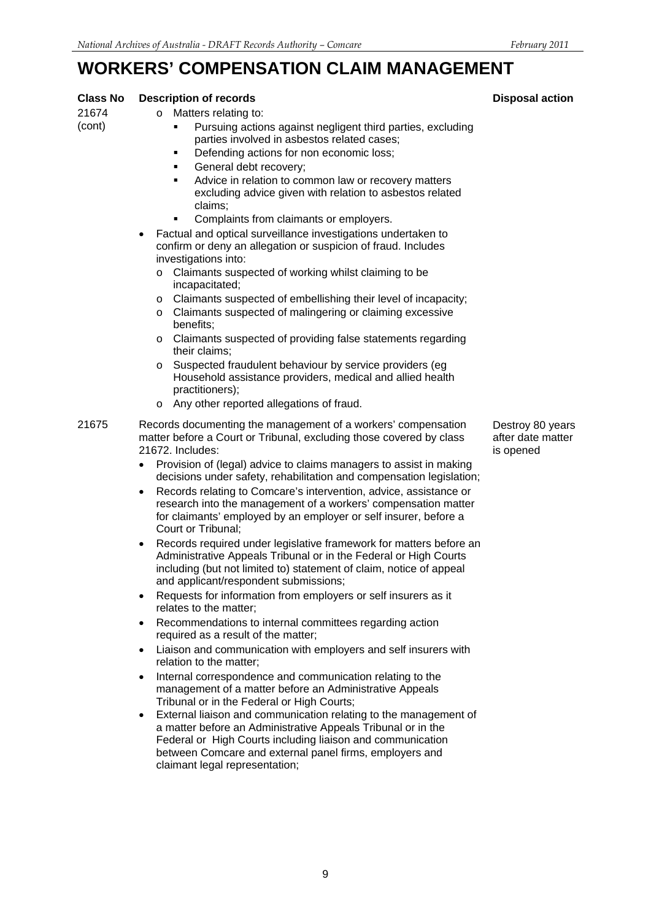# WORKERS' COMPENSATION CLAIM MANAGEMENT

| Class No | Description of records | Disposal action |
|---|---|---|
| 21674 (cont) | o Matters relating to:<br>▪ Pursuing actions against negligent third parties, excluding parties involved in asbestos related cases;<br>▪ Defending actions for non economic loss;<br>▪ General debt recovery;<br>▪ Advice in relation to common law or recovery matters excluding advice given with relation to asbestos related claims;<br>▪ Complaints from claimants or employers.<br>• Factual and optical surveillance investigations undertaken to confirm or deny an allegation or suspicion of fraud. Includes investigations into:<br>o Claimants suspected of working whilst claiming to be incapacitated;<br>o Claimants suspected of embellishing their level of incapacity;<br>o Claimants suspected of malingering or claiming excessive benefits;<br>o Claimants suspected of providing false statements regarding their claims;<br>o Suspected fraudulent behaviour by service providers (eg Household assistance providers, medical and allied health practitioners);<br>o Any other reported allegations of fraud. | |
| 21675 | Records documenting the management of a workers' compensation matter before a Court or Tribunal, excluding those covered by class 21672. Includes:<br>• Provision of (legal) advice to claims managers to assist in making decisions under safety, rehabilitation and compensation legislation;<br>• Records relating to Comcare's intervention, advice, assistance or research into the management of a workers' compensation matter for claimants' employed by an employer or self insurer, before a Court or Tribunal;<br>• Records required under legislative framework for matters before an Administrative Appeals Tribunal or in the Federal or High Courts including (but not limited to) statement of claim, notice of appeal and applicant/respondent submissions;<br>• Requests for information from employers or self insurers as it relates to the matter;<br>• Recommendations to internal committees regarding action required as a result of the matter;<br>• Liaison and communication with employers and self insurers with relation to the matter;<br>• Internal correspondence and communication relating to the management of a matter before an Administrative Appeals Tribunal or in the Federal or High Courts;<br>• External liaison and communication relating to the management of a matter before an Administrative Appeals Tribunal or in the Federal or High Courts including liaison and communication between Comcare and external panel firms, employers and claimant legal representation; | Destroy 80 years after date matter is opened |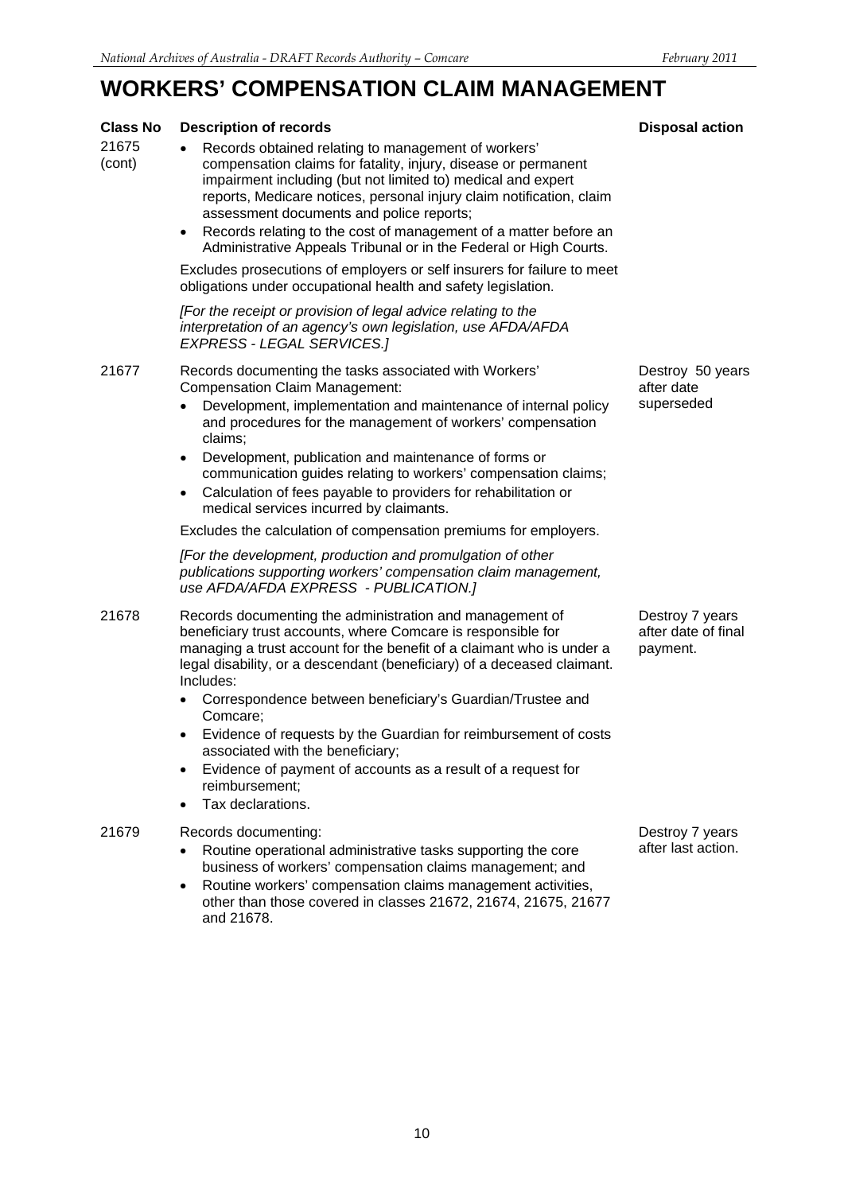# WORKERS' COMPENSATION CLAIM MANAGEMENT

| Class No | Description of records | Disposal action |
|---|---|---|
| 21675 (cont) | • Records obtained relating to management of workers' compensation claims for fatality, injury, disease or permanent impairment including (but not limited to) medical and expert reports, Medicare notices, personal injury claim notification, claim assessment documents and police reports;<br>• Records relating to the cost of management of a matter before an Administrative Appeals Tribunal or in the Federal or High Courts.<br><br>Excludes prosecutions of employers or self insurers for failure to meet obligations under occupational health and safety legislation.<br><br>*[For the receipt or provision of legal advice relating to the interpretation of an agency's own legislation, use AFDA/AFDA EXPRESS - LEGAL SERVICES.]* | |
| 21677 | Records documenting the tasks associated with Workers' Compensation Claim Management:<br>• Development, implementation and maintenance of internal policy and procedures for the management of workers' compensation claims;<br>• Development, publication and maintenance of forms or communication guides relating to workers' compensation claims;<br>• Calculation of fees payable to providers for rehabilitation or medical services incurred by claimants.<br><br>Excludes the calculation of compensation premiums for employers.<br><br>*[For the development, production and promulgation of other publications supporting workers' compensation claim management, use AFDA/AFDA EXPRESS - PUBLICATION.]* | Destroy 50 years after date superseded |
| 21678 | Records documenting the administration and management of beneficiary trust accounts, where Comcare is responsible for managing a trust account for the benefit of a claimant who is under a legal disability, or a descendant (beneficiary) of a deceased claimant. Includes:<br>• Correspondence between beneficiary's Guardian/Trustee and Comcare;<br>• Evidence of requests by the Guardian for reimbursement of costs associated with the beneficiary;<br>• Evidence of payment of accounts as a result of a request for reimbursement;<br>• Tax declarations. | Destroy 7 years after date of final payment. |
| 21679 | Records documenting:<br>• Routine operational administrative tasks supporting the core business of workers' compensation claims management; and<br>• Routine workers' compensation claims management activities, other than those covered in classes 21672, 21674, 21675, 21677 and 21678. | Destroy 7 years after last action. |